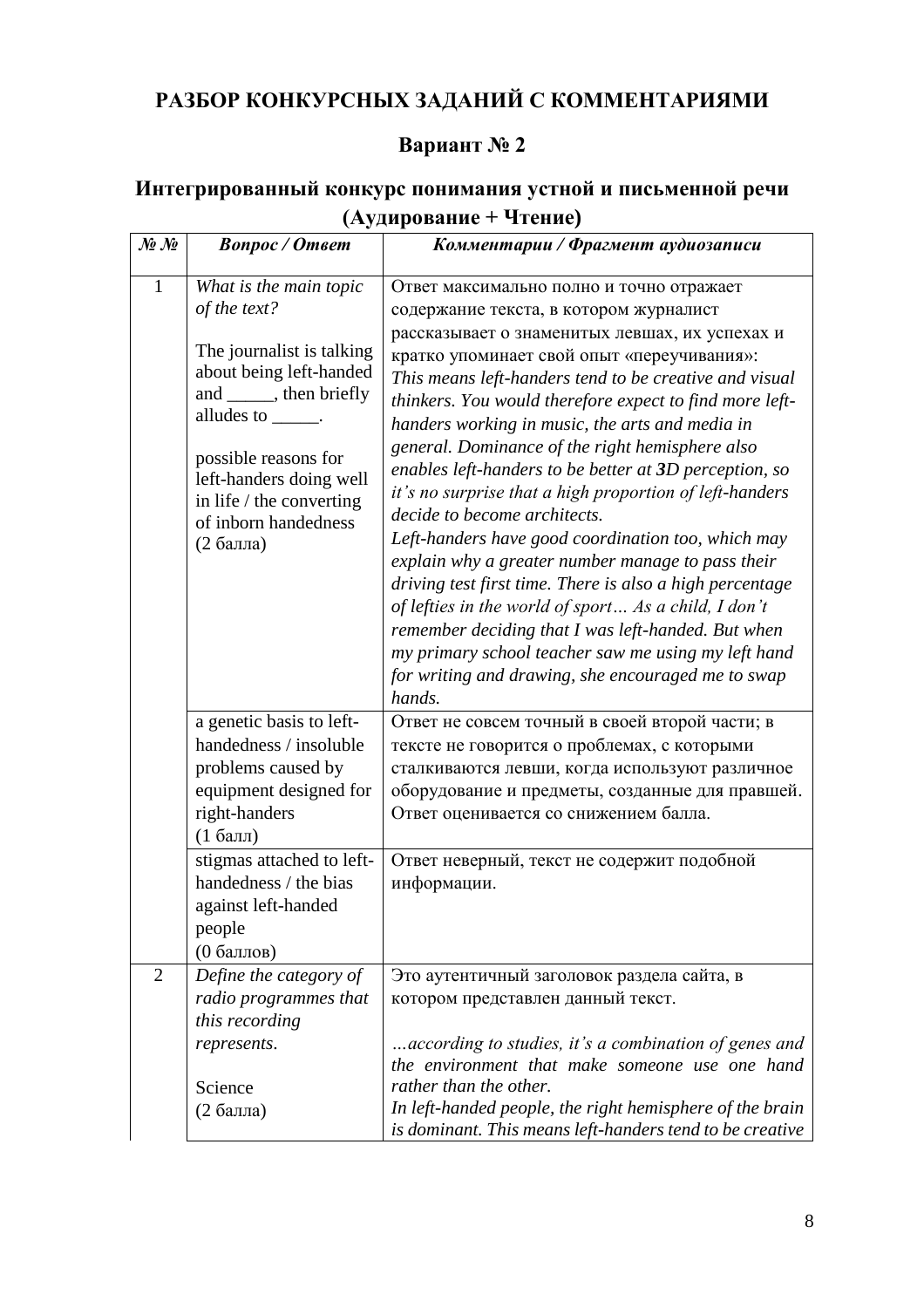## РАЗБОР КОНКУРСНЫХ ЗАДАНИЙ С КОММЕНТАРИЯМИ

### Вариант № 2

### Интегрированный конкурс понимания устной и письменной речи (Аудирование + Чтение)

| №№ | Вопрос / Ответ | Комментарии / Фрагмент аудиозаписи |
|---|---|---|
| 1 | *What is the main topic of the text?*<br><br>The journalist is talking about being left-handed and _____, then briefly alludes to _____.<br><br>possible reasons for left-handers doing well in life / the converting of inborn handedness<br>(2 балла) | Ответ максимально полно и точно отражает содержание текста, в котором журналист рассказывает о знаменитых левшах, их успехах и кратко упоминает свой опыт «переучивания»:<br>*This means left-handers tend to be creative and visual thinkers. You would therefore expect to find more left-handers working in music, the arts and media in general. Dominance of the right hemisphere also enables left-handers to be better at **3D** perception, so it's no surprise that a high proportion of left-handers decide to become architects.*<br>*Left-handers have good coordination too, which may explain why a greater number manage to pass their driving test first time. There is also a high percentage of lefties in the world of sport… As a child, I don't remember deciding that I was left-handed. But when my primary school teacher saw me using my left hand for writing and drawing, she encouraged me to swap hands.* |
| | a genetic basis to left-handedness / insoluble problems caused by equipment designed for right-handers<br>(1 балл) | Ответ не совсем точный в своей второй части; в тексте не говорится о проблемах, с которыми сталкиваются левши, когда используют различное оборудование и предметы, созданные для правшей. Ответ оценивается со снижением балла. |
| | stigmas attached to left-handedness / the bias against left-handed people<br>(0 баллов) | Ответ неверный, текст не содержит подобной информации. |
| 2 | *Define the category of radio programmes that this recording represents.*<br><br>Science<br>(2 балла) | Это аутентичный заголовок раздела сайта, в котором представлен данный текст.<br><br>*…according to studies, it's a combination of genes and the environment that make someone use one hand rather than the other.*<br>*In left-handed people, the right hemisphere of the brain is dominant. This means left-handers tend to be creative* |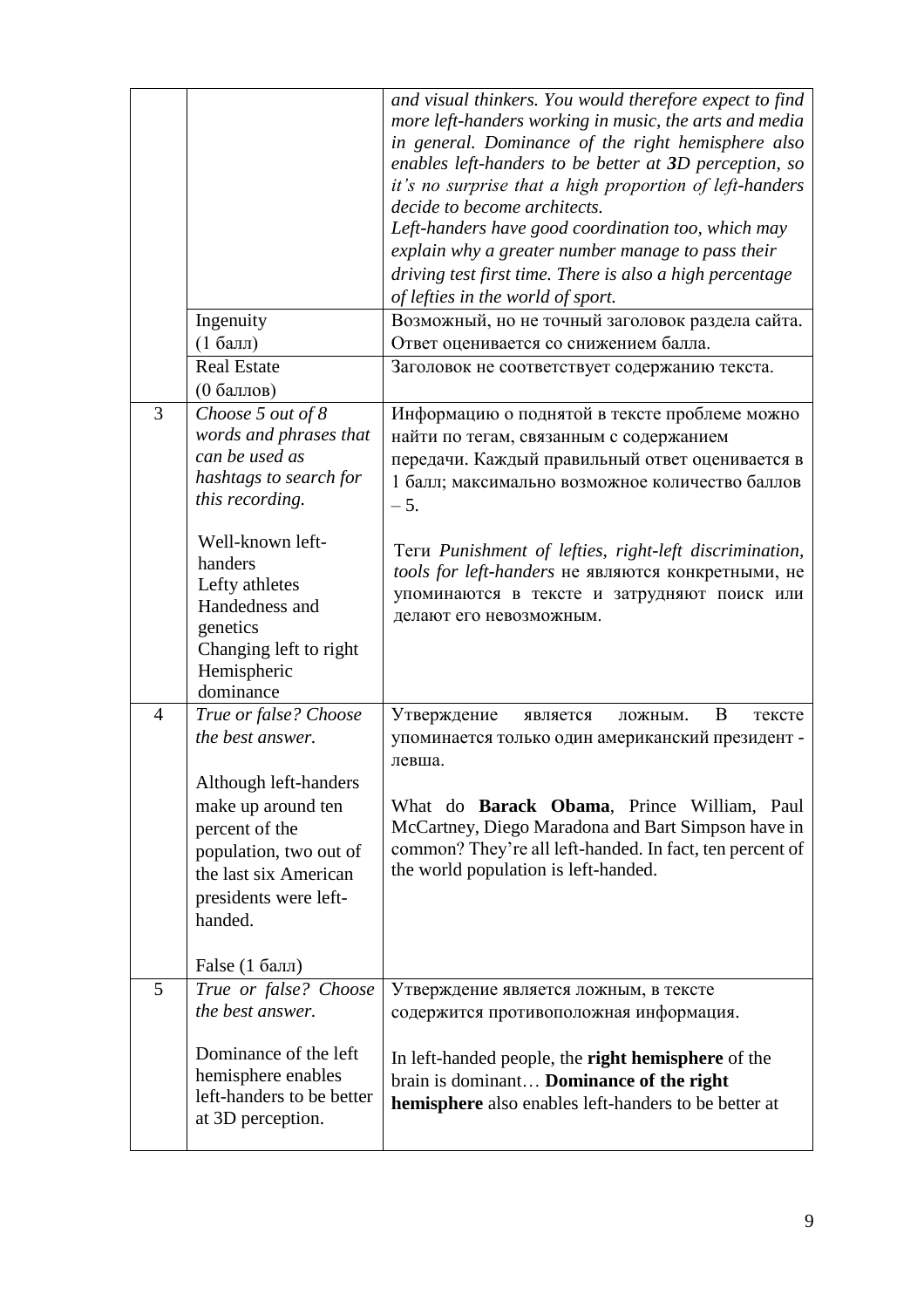|  |  |  |
|---|---|---|
|  |  | *and visual thinkers. You would therefore expect to find more left-handers working in music, the arts and media in general. Dominance of the right hemisphere also enables left-handers to be better at **3D** perception, so it's no surprise that a high proportion of left-handers decide to become architects.*<br>*Left-handers have good coordination too, which may explain why a greater number manage to pass their driving test first time. There is also a high percentage of lefties in the world of sport.* |
|  | Ingenuity<br>(1 балл) | Возможный, но не точный заголовок раздела сайта. Ответ оценивается со снижением балла. |
|  | Real Estate<br>(0 баллов) | Заголовок не соответствует содержанию текста. |
| 3 | *Choose 5 out of 8 words and phrases that can be used as hashtags to search for this recording.*<br><br>Well-known left-handers<br>Lefty athletes<br>Handedness and genetics<br>Changing left to right<br>Hemispheric dominance | Информацию о поднятой в тексте проблеме можно найти по тегам, связанным с содержанием передачи. Каждый правильный ответ оценивается в 1 балл; максимально возможное количество баллов – 5.<br><br>Теги *Punishment of lefties, right-left discrimination, tools for left-handers* не являются конкретными, не упоминаются в тексте и затрудняют поиск или делают его невозможным. |
| 4 | *True or false? Choose the best answer.*<br><br>Although left-handers make up around ten percent of the population, two out of the last six American presidents were left-handed.<br><br>False (1 балл) | Утверждение является ложным. В тексте упоминается только один американский президент - левша.<br><br>What do **Barack Obama**, Prince William, Paul McCartney, Diego Maradona and Bart Simpson have in common? They're all left-handed. In fact, ten percent of the world population is left-handed. |
| 5 | *True or false? Choose the best answer.*<br><br>Dominance of the left hemisphere enables left-handers to be better at 3D perception. | Утверждение является ложным, в тексте содержится противоположная информация.<br><br>In left-handed people, the **right hemisphere** of the brain is dominant… **Dominance of the right hemisphere** also enables left-handers to be better at |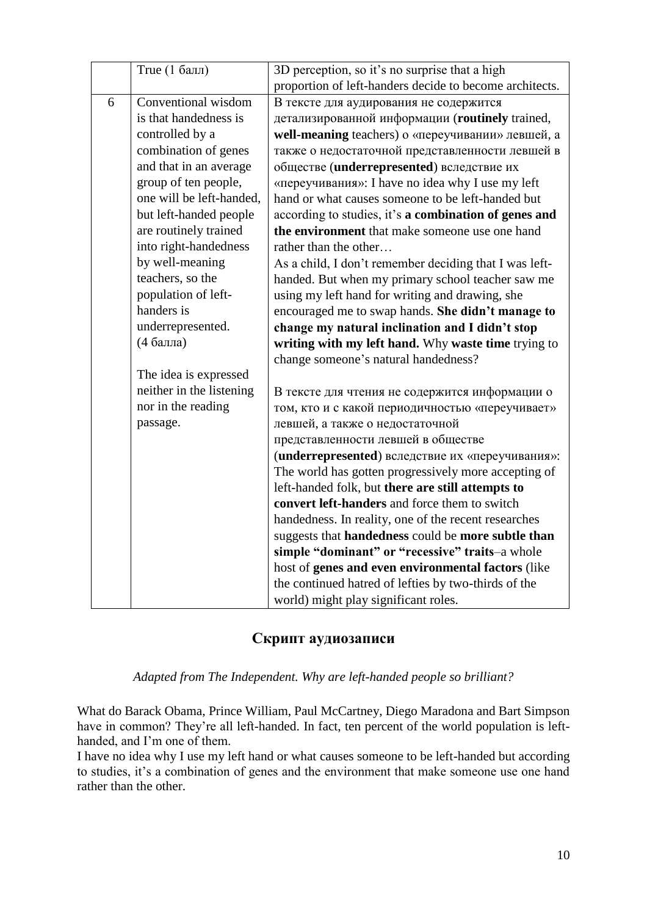|  |  |  |
|---|---|---|
|  | True (1 балл) | 3D perception, so it's no surprise that a high proportion of left-handers decide to become architects. |
| 6 | Conventional wisdom is that handedness is controlled by a combination of genes and that in an average group of ten people, one will be left-handed, but left-handed people are routinely trained into right-handedness by well-meaning teachers, so the population of left-handers is underrepresented. (4 балла)<br><br>The idea is expressed neither in the listening nor in the reading passage. | В тексте для аудирования не содержится детализированной информации (**routinely** trained, **well-meaning** teachers) о «переучивании» левшей, а также о недостаточной представленности левшей в обществе (**underrepresented**) вследствие их «переучивания»: I have no idea why I use my left hand or what causes someone to be left-handed but according to studies, it's **a combination of genes and the environment** that make someone use one hand rather than the other…<br>As a child, I don't remember deciding that I was left-handed. But when my primary school teacher saw me using my left hand for writing and drawing, she encouraged me to swap hands. **She didn't manage to change my natural inclination and I didn't stop writing with my left hand.** Why **waste time** trying to change someone's natural handedness?<br><br>В тексте для чтения не содержится информации о том, кто и с какой периодичностью «переучивает» левшей, а также о недостаточной представленности левшей в обществе (**underrepresented**) вследствие их «переучивания»: The world has gotten progressively more accepting of left-handed folk, but **there are still attempts to convert left-handers** and force them to switch handedness. In reality, one of the recent researches suggests that **handedness** could be **more subtle than simple "dominant" or "recessive" traits**–a whole host of **genes and even environmental factors** (like the continued hatred of lefties by two-thirds of the world) might play significant roles. |

## Скрипт аудиозаписи

*Adapted from The Independent. Why are left-handed people so brilliant?*

What do Barack Obama, Prince William, Paul McCartney, Diego Maradona and Bart Simpson have in common? They're all left-handed. In fact, ten percent of the world population is left-handed, and I'm one of them.

I have no idea why I use my left hand or what causes someone to be left-handed but according to studies, it's a combination of genes and the environment that make someone use one hand rather than the other.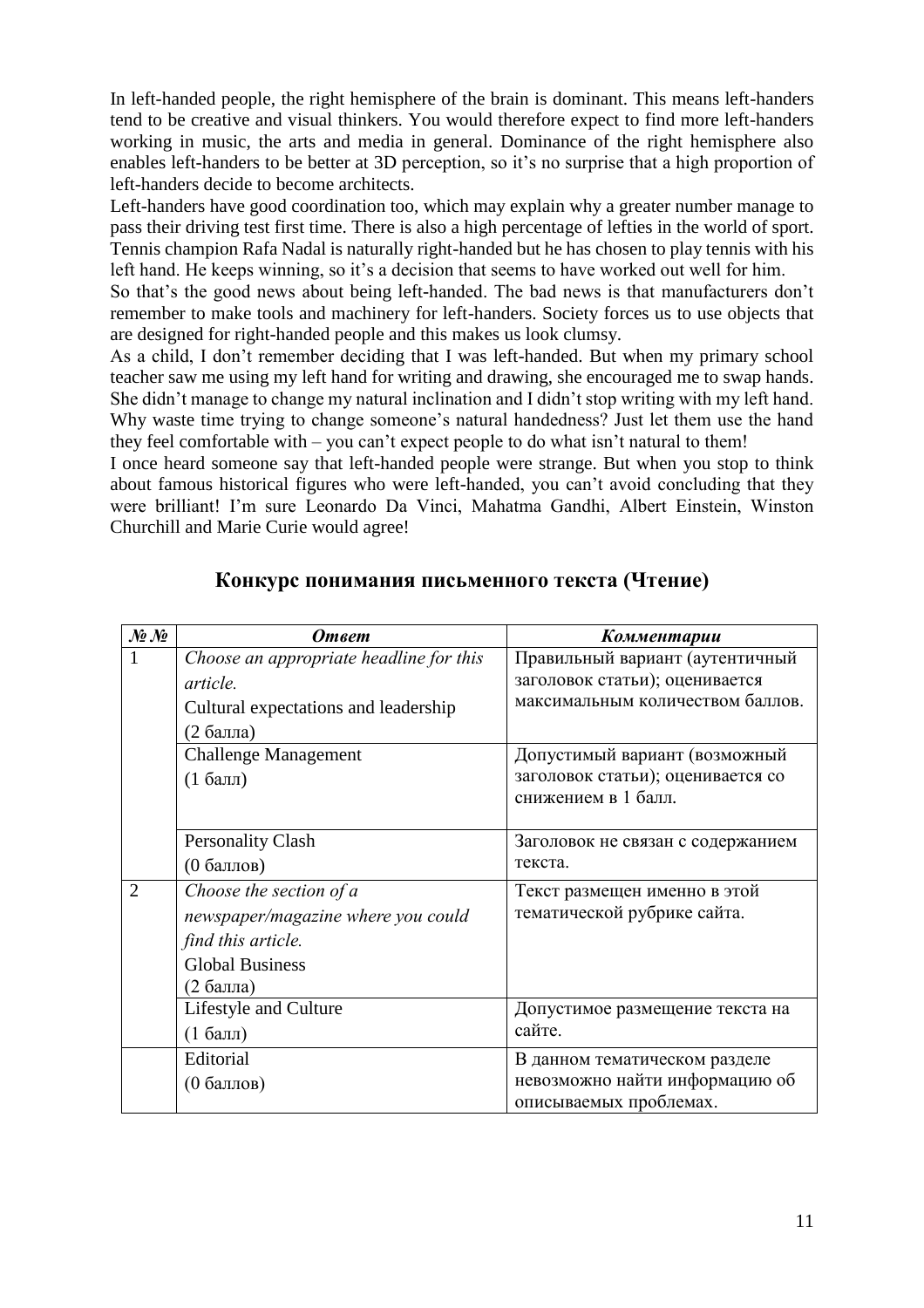In left-handed people, the right hemisphere of the brain is dominant. This means left-handers tend to be creative and visual thinkers. You would therefore expect to find more left-handers working in music, the arts and media in general. Dominance of the right hemisphere also enables left-handers to be better at 3D perception, so it's no surprise that a high proportion of left-handers decide to become architects.

Left-handers have good coordination too, which may explain why a greater number manage to pass their driving test first time. There is also a high percentage of lefties in the world of sport. Tennis champion Rafa Nadal is naturally right-handed but he has chosen to play tennis with his left hand. He keeps winning, so it's a decision that seems to have worked out well for him.

So that's the good news about being left-handed. The bad news is that manufacturers don't remember to make tools and machinery for left-handers. Society forces us to use objects that are designed for right-handed people and this makes us look clumsy.

As a child, I don't remember deciding that I was left-handed. But when my primary school teacher saw me using my left hand for writing and drawing, she encouraged me to swap hands. She didn't manage to change my natural inclination and I didn't stop writing with my left hand. Why waste time trying to change someone's natural handedness? Just let them use the hand they feel comfortable with – you can't expect people to do what isn't natural to them!

I once heard someone say that left-handed people were strange. But when you stop to think about famous historical figures who were left-handed, you can't avoid concluding that they were brilliant! I'm sure Leonardo Da Vinci, Mahatma Gandhi, Albert Einstein, Winston Churchill and Marie Curie would agree!

## Конкурс понимания письменного текста (Чтение)

| *№ №* | *Ответ* | *Комментарии* |
|---|---|---|
| 1 | *Choose an appropriate headline for this article.* Cultural expectations and leadership (2 балла) | Правильный вариант (аутентичный заголовок статьи); оценивается максимальным количеством баллов. |
| | Challenge Management (1 балл) | Допустимый вариант (возможный заголовок статьи); оценивается со снижением в 1 балл. |
| | Personality Clash (0 баллов) | Заголовок не связан с содержанием текста. |
| 2 | *Choose the section of a newspaper/magazine where you could find this article.* Global Business (2 балла) | Текст размещен именно в этой тематической рубрике сайта. |
| | Lifestyle and Culture (1 балл) | Допустимое размещение текста на сайте. |
| | Editorial (0 баллов) | В данном тематическом разделе невозможно найти информацию об описываемых проблемах. |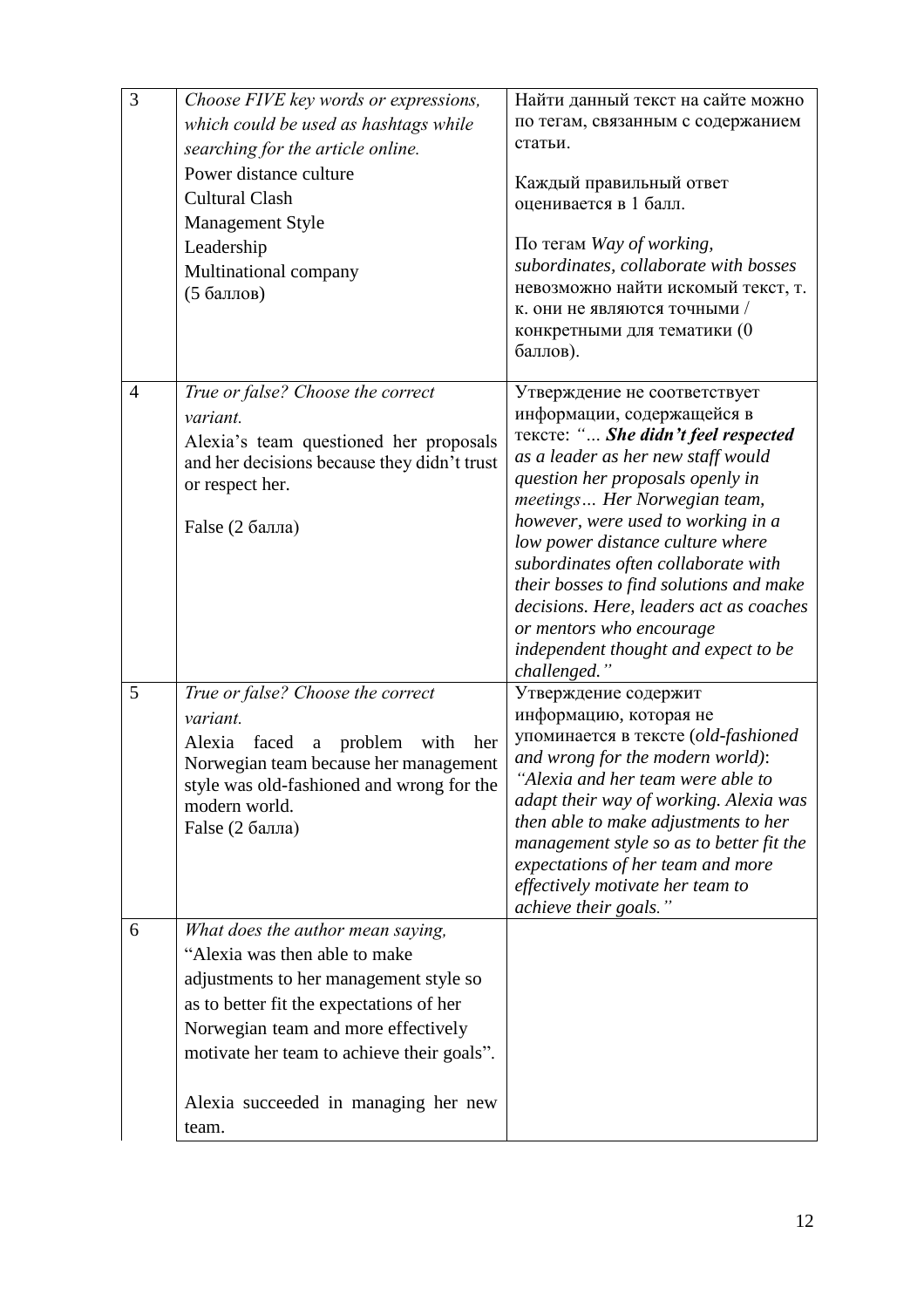| 3 | *Choose FIVE key words or expressions, which could be used as hashtags while searching for the article online.*<br>Power distance culture<br>Cultural Clash<br>Management Style<br>Leadership<br>Multinational company<br>(5 баллов) | Найти данный текст на сайте можно по тегам, связанным с содержанием статьи.<br><br>Каждый правильный ответ оценивается в 1 балл.<br><br>По тегам *Way of working, subordinates, collaborate with bosses* невозможно найти искомый текст, т. к. они не являются точными / конкретными для тематики (0 баллов). |
|---|---|---|
| 4 | *True or false? Choose the correct variant.*<br>Alexia's team questioned her proposals and her decisions because they didn't trust or respect her.<br><br>False (2 балла) | Утверждение не соответствует информации, содержащейся в тексте: *"… **She didn't feel respected** as a leader as her new staff would question her proposals openly in meetings… Her Norwegian team, however, were used to working in a low power distance culture where subordinates often collaborate with their bosses to find solutions and make decisions. Here, leaders act as coaches or mentors who encourage independent thought and expect to be challenged."* |
| 5 | *True or false? Choose the correct variant.*<br>Alexia faced a problem with her Norwegian team because her management style was old-fashioned and wrong for the modern world.<br>False (2 балла) | Утверждение содержит информацию, которая не упоминается в тексте (*old-fashioned and wrong for the modern world)*: *"Alexia and her team were able to adapt their way of working. Alexia was then able to make adjustments to her management style so as to better fit the expectations of her team and more effectively motivate her team to achieve their goals."* |
| 6 | *What does the author mean saying,*<br>"Alexia was then able to make adjustments to her management style so as to better fit the expectations of her Norwegian team and more effectively motivate her team to achieve their goals".<br><br>Alexia succeeded in managing her new team. | |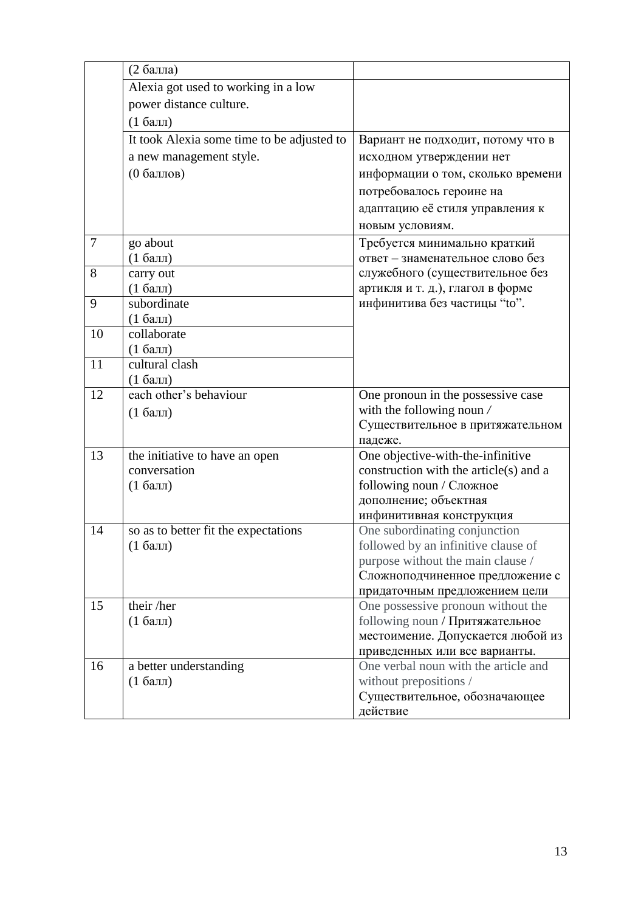|  |  |  |
|---|---|---|
|  | (2 балла) |  |
|  | Alexia got used to working in a low power distance culture. (1 балл) |  |
|  | It took Alexia some time to be adjusted to a new management style. (0 баллов) | Вариант не подходит, потому что в исходном утверждении нет информации о том, сколько времени потребовалось героине на адаптацию её стиля управления к новым условиям. |
| 7 | go about (1 балл) | Требуется минимально краткий ответ – знаменательное слово без служебного (существительное без артикля и т. д.), глагол в форме инфинитива без частицы “to”. |
| 8 | carry out (1 балл) |  |
| 9 | subordinate (1 балл) |  |
| 10 | collaborate (1 балл) |  |
| 11 | cultural clash (1 балл) |  |
| 12 | each other’s behaviour (1 балл) | One pronoun in the possessive case with the following noun / Существительное в притяжательном падеже. |
| 13 | the initiative to have an open conversation (1 балл) | One objective-with-the-infinitive construction with the article(s) and a following noun / Сложное дополнение; объектная инфинитивная конструкция |
| 14 | so as to better fit the expectations (1 балл) | One subordinating conjunction followed by an infinitive clause of purpose without the main clause / Сложноподчиненное предложение с придаточным предложением цели |
| 15 | their /her (1 балл) | One possessive pronoun without the following noun / Притяжательное местоимение. Допускается любой из приведенных или все варианты. |
| 16 | a better understanding (1 балл) | One verbal noun with the article and without prepositions / Существительное, обозначающее действие |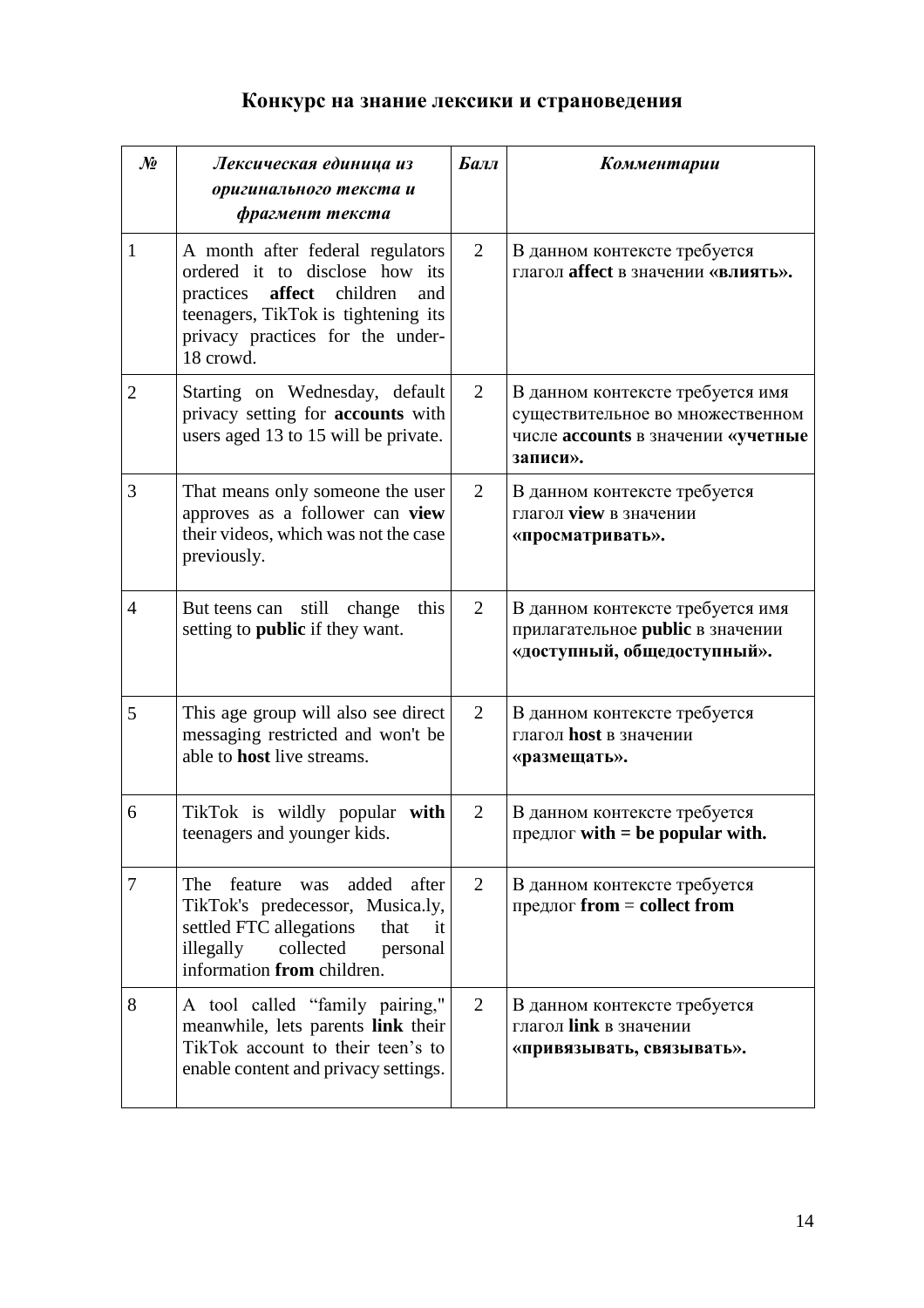## Конкурс на знание лексики и страноведения

| *№* | *Лексическая единица из оригинального текста и фрагмент текста* | *Балл* | *Комментарии* |
|---|---|---|---|
| 1 | A month after federal regulators ordered it to disclose how its practices **affect** children and teenagers, TikTok is tightening its privacy practices for the under-18 crowd. | 2 | В данном контексте требуется глагол **affect** в значении **«влиять».** |
| 2 | Starting on Wednesday, default privacy setting for **accounts** with users aged 13 to 15 will be private. | 2 | В данном контексте требуется имя существительное во множественном числе **accounts** в значении **«учетные записи».** |
| 3 | That means only someone the user approves as a follower can **view** their videos, which was not the case previously. | 2 | В данном контексте требуется глагол **view** в значении **«просматривать».** |
| 4 | But teens can still change this setting to **public** if they want. | 2 | В данном контексте требуется имя прилагательное **public** в значении **«доступный, общедоступный».** |
| 5 | This age group will also see direct messaging restricted and won't be able to **host** live streams. | 2 | В данном контексте требуется глагол **host** в значении **«размещать».** |
| 6 | TikTok is wildly popular **with** teenagers and younger kids. | 2 | В данном контексте требуется предлог **with = be popular with.** |
| 7 | The feature was added after TikTok's predecessor, Musica.ly, settled FTC allegations that it illegally collected personal information **from** children. | 2 | В данном контексте требуется предлог **from** = **collect from** |
| 8 | A tool called "family pairing," meanwhile, lets parents **link** their TikTok account to their teen's to enable content and privacy settings. | 2 | В данном контексте требуется глагол **link** в значении **«привязывать, связывать».** |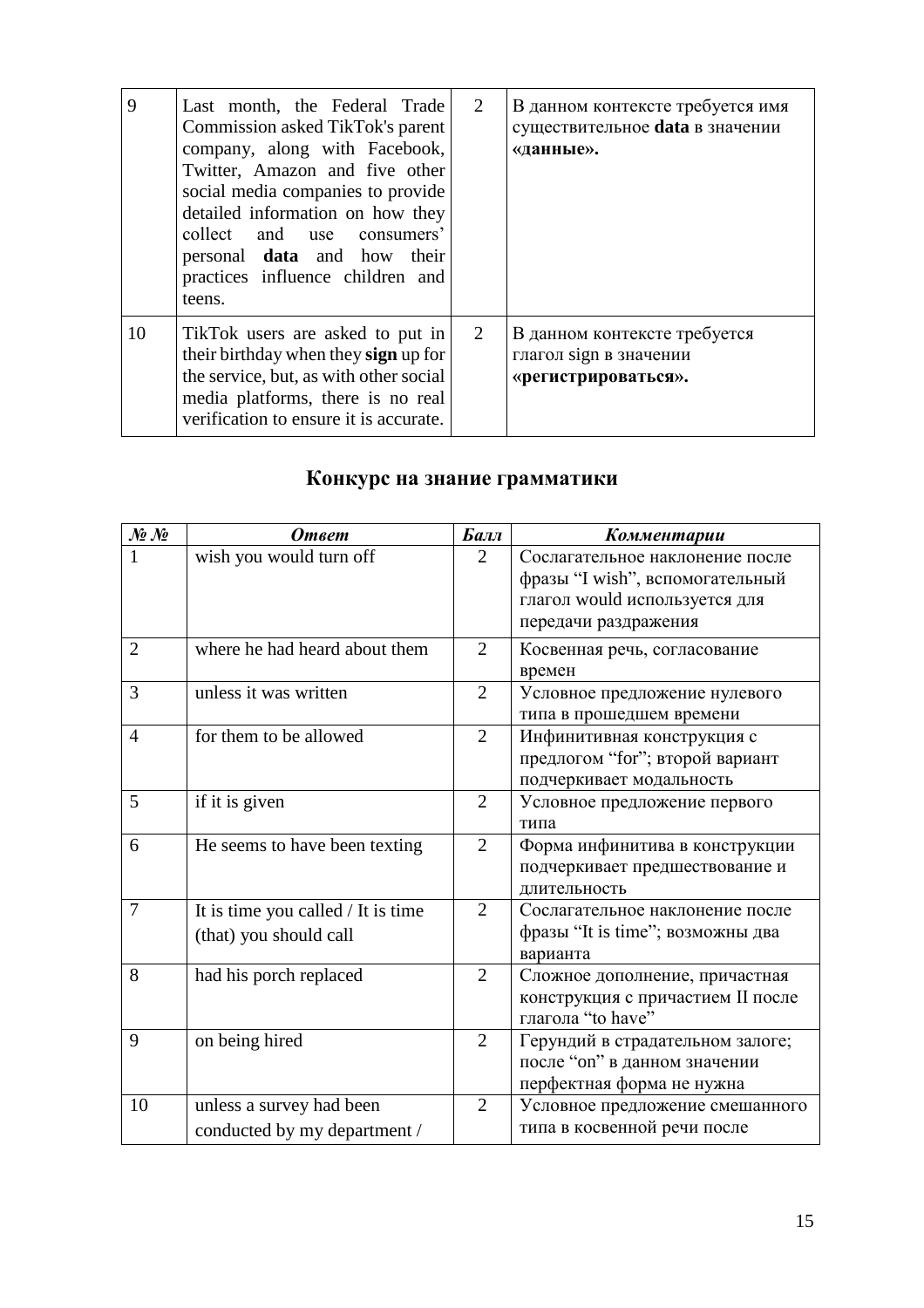| 9 | Last month, the Federal Trade Commission asked TikTok's parent company, along with Facebook, Twitter, Amazon and five other social media companies to provide detailed information on how they collect and use consumers' personal **data** and how their practices influence children and teens. | 2 | В данном контексте требуется имя существительное **data** в значении **«данные».** |
|---|---|---|---|
| 10 | TikTok users are asked to put in their birthday when they **sign** up for the service, but, as with other social media platforms, there is no real verification to ensure it is accurate. | 2 | В данном контексте требуется глагол sign в значении **«регистрироваться».** |

## Конкурс на знание грамматики

| *№ №* | *Ответ* | *Балл* | *Комментарии* |
|---|---|---|---|
| 1 | wish you would turn off | 2 | Сослагательное наклонение после фразы “I wish”, вспомогательный глагол would используется для передачи раздражения |
| 2 | where he had heard about them | 2 | Косвенная речь, согласование времен |
| 3 | unless it was written | 2 | Условное предложение нулевого типа в прошедшем времени |
| 4 | for them to be allowed | 2 | Инфинитивная конструкция с предлогом “for”; второй вариант подчеркивает модальность |
| 5 | if it is given | 2 | Условное предложение первого типа |
| 6 | He seems to have been texting | 2 | Форма инфинитива в конструкции подчеркивает предшествование и длительность |
| 7 | It is time you called / It is time (that) you should call | 2 | Сослагательное наклонение после фразы “It is time”; возможны два варианта |
| 8 | had his porch replaced | 2 | Сложное дополнение, причастная конструкция с причастием II после глагола “to have” |
| 9 | on being hired | 2 | Герундий в страдательном залоге; после “on” в данном значении перфектная форма не нужна |
| 10 | unless a survey had been conducted by my department / | 2 | Условное предложение смешанного типа в косвенной речи после |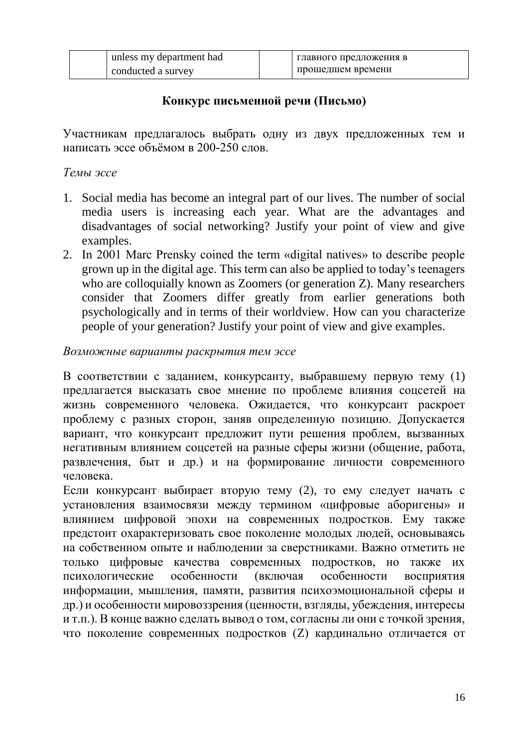|  | unless my department had conducted a survey |  | главного предложения в прошедшем времени |
|---|---|---|---|

## Конкурс письменной речи (Письмо)

Участникам предлагалось выбрать одну из двух предложенных тем и написать эссе объёмом в 200-250 слов.

*Темы эссе*

1. Social media has become an integral part of our lives. The number of social media users is increasing each year. What are the advantages and disadvantages of social networking? Justify your point of view and give examples.
2. In 2001 Marc Prensky coined the term «digital natives» to describe people grown up in the digital age. This term can also be applied to today's teenagers who are colloquially known as Zoomers (or generation Z). Many researchers consider that Zoomers differ greatly from earlier generations both psychologically and in terms of their worldview. How can you characterize people of your generation? Justify your point of view and give examples.

*Возможные варианты раскрытия тем эссе*

В соответствии с заданием, конкурсанту, выбравшему первую тему (1) предлагается высказать свое мнение по проблеме влияния соцсетей на жизнь современного человека. Ожидается, что конкурсант раскроет проблему с разных сторон, заняв определенную позицию. Допускается вариант, что конкурсант предложит пути решения проблем, вызванных негативным влиянием соцсетей на разные сферы жизни (общение, работа, развлечения, быт и др.) и на формирование личности современного человека.

Если конкурсант выбирает вторую тему (2), то ему следует начать с установления взаимосвязи между термином «цифровые аборигены» и влиянием цифровой эпохи на современных подростков. Ему также предстоит охарактеризовать свое поколение молодых людей, основываясь на собственном опыте и наблюдении за сверстниками. Важно отметить не только цифровые качества современных подростков, но также их психологические особенности (включая особенности восприятия информации, мышления, памяти, развития психоэмоциональной сферы и др.) и особенности мировоззрения (ценности, взгляды, убеждения, интересы и т.п.). В конце важно сделать вывод о том, согласны ли они с точкой зрения, что поколение современных подростков (Z) кардинально отличается от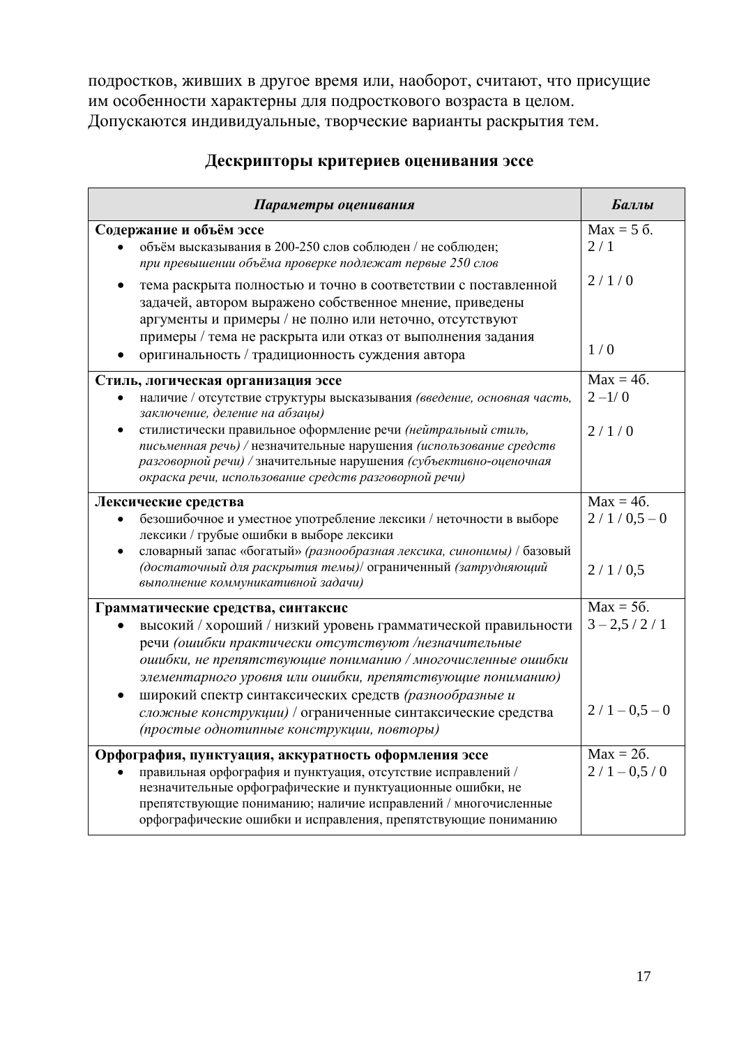подростков, живших в другое время или, наоборот, считают, что присущие им особенности характерны для подросткового возраста в целом. Допускаются индивидуальные, творческие варианты раскрытия тем.

## Дескрипторы критериев оценивания эссе

| *Параметры оценивания* | *Баллы* |
|---|---|
| **Содержание и объём эссе** | Max = 5 б. |
| • объём высказывания в 200-250 слов соблюден / не соблюден; *при превышении объёма проверке подлежат первые 250 слов* | 2 / 1 |
| • тема раскрыта полностью и точно в соответствии с поставленной задачей, автором выражено собственное мнение, приведены аргументы и примеры / не полно или неточно, отсутствуют примеры / тема не раскрыта или отказ от выполнения задания | 2 / 1 / 0 |
| • оригинальность / традиционность суждения автора | 1 / 0 |
| **Стиль, логическая организация эссе** | Max = 4б. |
| • наличие / отсутствие структуры высказывания *(введение, основная часть, заключение, деление на абзацы)* | 2 –1/ 0 |
| • стилистически правильное оформление речи *(нейтральный стиль, письменная речь) /* незначительные нарушения *(использование средств разговорной речи) /* значительные нарушения *(субъективно-оценочная окраска речи, использование средств разговорной речи)* | 2 / 1 / 0 |
| **Лексические средства** | Max = 4б. |
| • безошибочное и уместное употребление лексики / неточности в выборе лексики / грубые ошибки в выборе лексики | 2 / 1 / 0,5 – 0 |
| • словарный запас «богатый» *(разнообразная лексика, синонимы)* / базовый *(достаточный для раскрытия темы)*/ ограниченный *(затрудняющий выполнение коммуникативной задачи)* | 2 / 1 / 0,5 |
| **Грамматические средства, синтаксис** | Max = 5б. |
| • высокий / хороший / низкий уровень грамматической правильности речи *(ошибки практически отсутствуют /незначительные ошибки, не препятствующие пониманию / многочисленные ошибки элементарного уровня или ошибки, препятствующие пониманию)* | 3 – 2,5 / 2 / 1 |
| • широкий спектр синтаксических средств *(разнообразные и сложные конструкции)* / ограниченные синтаксические средства *(простые однотипные конструкции, повторы)* | 2 / 1 – 0,5 – 0 |
| **Орфография, пунктуация, аккуратность оформления эссе** | Max = 2б. |
| • правильная орфография и пунктуация, отсутствие исправлений / незначительные орфографические и пунктуационные ошибки, не препятствующие пониманию; наличие исправлений / многочисленные орфографические ошибки и исправления, препятствующие пониманию | 2 / 1 – 0,5 / 0 |